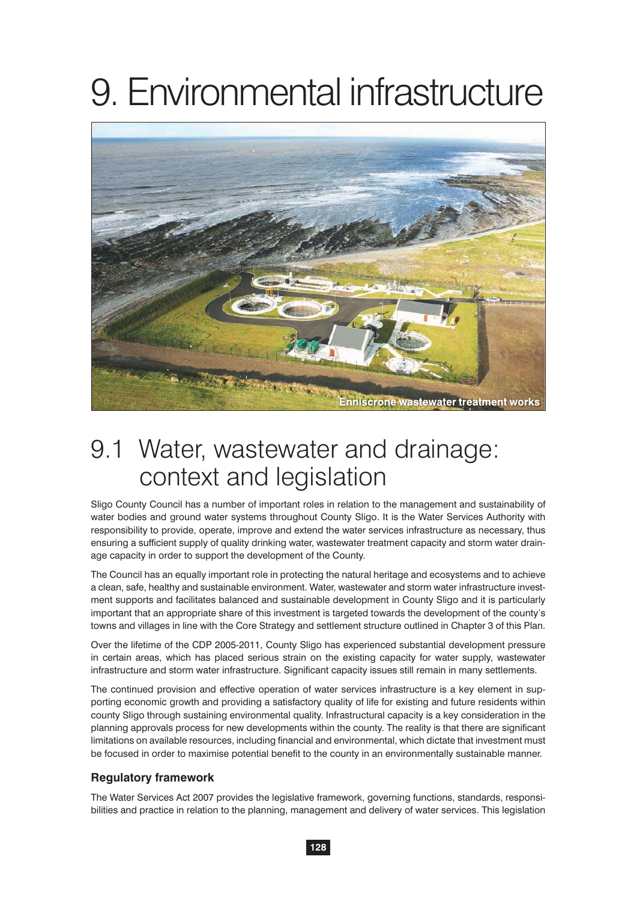# 9. Environmental infrastructure

Enniscrone wastewater treatment works

## 9.1 Water, wastewater and drainage: context and legislation

Sligo County Council has a number of important roles in relation to the management and sustainability of water bodies and ground water systems throughout County Sligo. It is the Water Services Authority with responsibility to provide, operate, improve and extend the water services infrastructure as necessary, thus ensuring a sufficient supply of quality drinking water, wastewater treatment capacity and storm water drainage capacity in order to support the development of the County.

The Council has an equally important role in protecting the natural heritage and ecosystems and to achieve a clean, safe, healthy and sustainable environment. Water, wastewater and storm water infrastructure investment supports and facilitates balanced and sustainable development in County Sligo and it is particularly important that an appropriate share of this investment is targeted towards the development of the county's towns and villages in line with the Core Strategy and settlement structure outlined in Chapter 3 of this Plan.

Over the lifetime of the CDP 2005-2011, County Sligo has experienced substantial development pressure in certain areas, which has placed serious strain on the existing capacity for water supply, wastewater infrastructure and storm water infrastructure. Significant capacity issues still remain in many settlements.

The continued provision and effective operation of water services infrastructure is a key element in supporting economic growth and providing a satisfactory quality of life for existing and future residents within county Sligo through sustaining environmental quality. Infrastructural capacity is a key consideration in the planning approvals process for new developments within the county. The reality is that there are significant limitations on available resources, including financial and environmental, which dictate that investment must be focused in order to maximise potential benefit to the county in an environmentally sustainable manner.

### Regulatory framework

The Water Services Act 2007 provides the legislative framework, governing functions, standards, responsibilities and practice in relation to the planning, management and delivery of water services. This legislation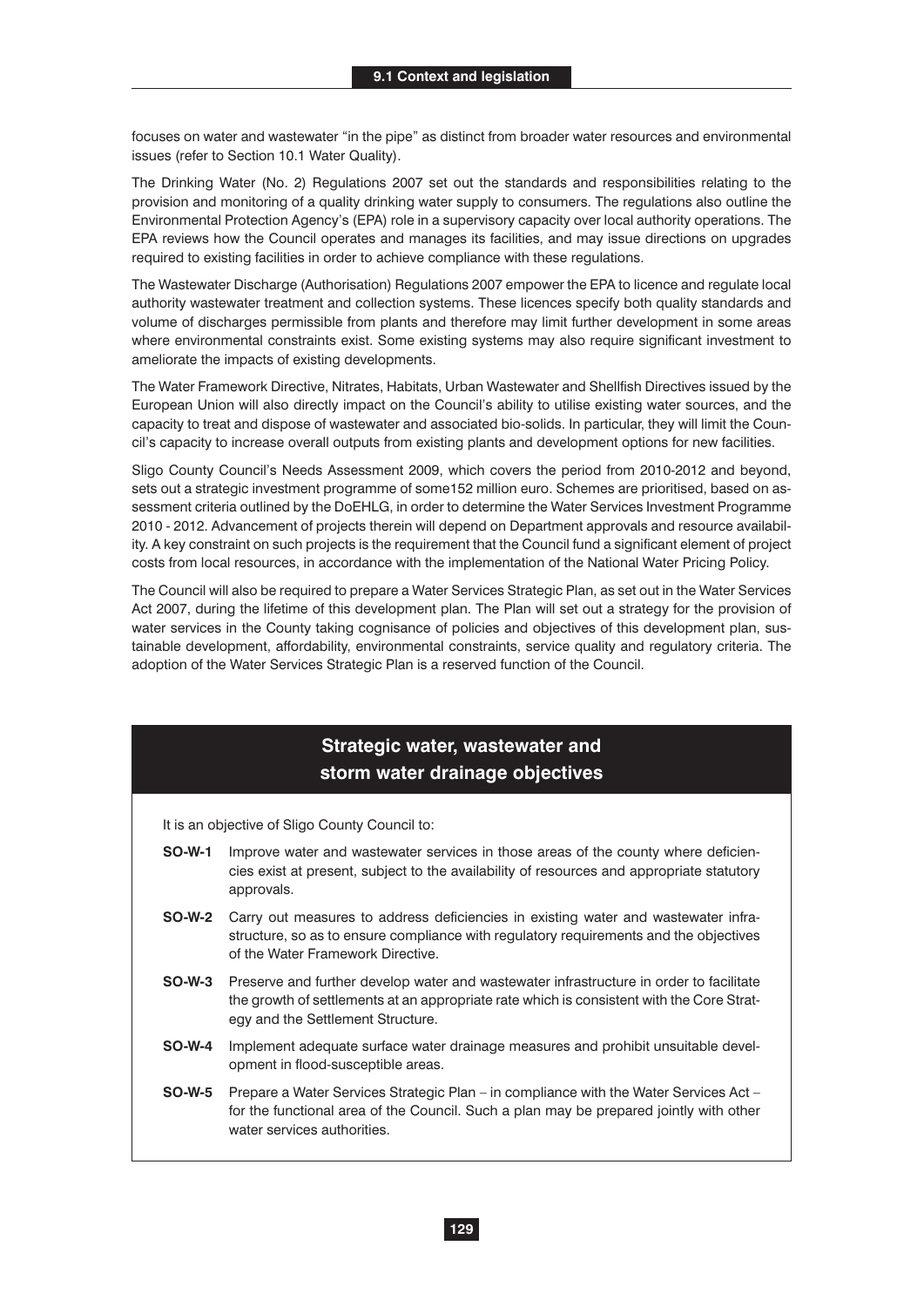focuses on water and wastewater "in the pipe" as distinct from broader water resources and environmental issues (refer to Section 10.1 Water Quality).

The Drinking Water (No. 2) Regulations 2007 set out the standards and responsibilities relating to the provision and monitoring of a quality drinking water supply to consumers. The regulations also outline the Environmental Protection Agency's (EPA) role in a supervisory capacity over local authority operations. The EPA reviews how the Council operates and manages its facilities, and may issue directions on upgrades required to existing facilities in order to achieve compliance with these regulations.

The Wastewater Discharge (Authorisation) Regulations 2007 empower the EPA to licence and regulate local authority wastewater treatment and collection systems. These licences specify both quality standards and volume of discharges permissible from plants and therefore may limit further development in some areas where environmental constraints exist. Some existing systems may also require significant investment to ameliorate the impacts of existing developments.

The Water Framework Directive, Nitrates, Habitats, Urban Wastewater and Shellfish Directives issued by the European Union will also directly impact on the Council's ability to utilise existing water sources, and the capacity to treat and dispose of overall wastewater and associated bio-solids. In particular, they will limit the Council's capacity to increase overall outputs from existing plants and development options for new facilities.

Sligo County Council's Needs Assessment 2009, which covers the period from 2010-2012 and beyond, sets out a strategic investment programme of some152 million euro. Schemes are prioritised, based on assessment criteria outlined by the DoEHLG, in order to determine the Water Services Investment Programme 2010 - 2012. Advancement of projects therein will depend on Department approvals and resource availability. A key constraint on such projects is the requirement that the Council fund a significant element of project costs from local resources, in accordance with the implementation of the National Water Pricing Policy.

The Council will also be required to prepare a Water Services Strategic Plan, as set out in the Water Services Act 2007, during the lifetime of this development plan. The Plan will set out a strategy for the provision of water services in the County taking cognisance of policies and objectives of this development plan, sustainable development, affordability, environmental constraints, service quality and regulatory criteria. The adoption of the Water Services Strategic Plan is a reserved function of the Council.

## Strategic water, wastewater and storm water drainage objectives

It is an objective of Sligo County Council to:

**SO-W-1** Improve water and wastewater services in those areas of the county where deficiencies exist at present, subject to the availability of resources and appropriate statutory approvals.

**SO-W-2** Carry out measures to address deficiencies in existing water and wastewater infrastructure, so as to ensure compliance with regulatory requirements and the objectives of the Water Framework Directive.

**SO-W-3** Preserve and further develop water and wastewater infrastructure in order to facilitate the growth of settlements at an appropriate rate which is consistent with the Core Strategy and the Settlement Structure.

**SO-W-4** Implement adequate surface water drainage measures and prohibit unsuitable development in flood-susceptible areas.

**SO-W-5** Prepare a Water Services Strategic Plan – in compliance with the Water Services Act – for the functional area of the Council. Such a plan may be prepared jointly with other water services authorities.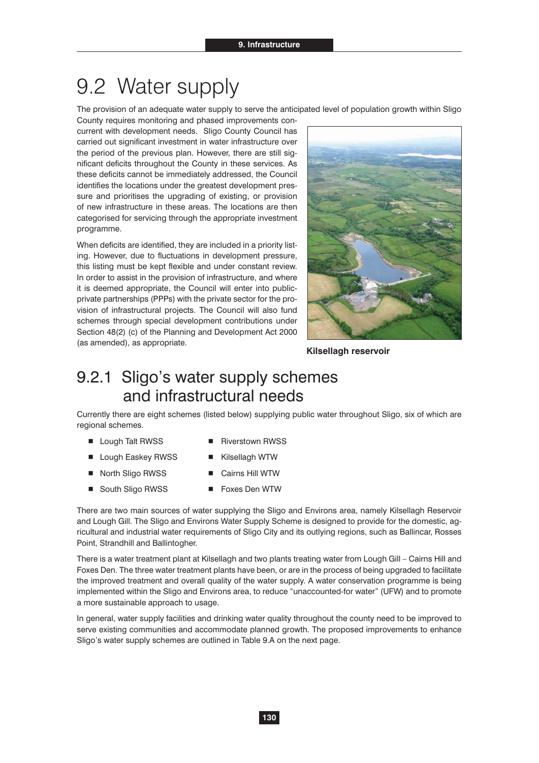# 9.2 Water supply

The provision of an adequate water supply to serve the anticipated level of population growth within Sligo County requires monitoring and phased improvements concurrent with development needs. Sligo County Council has carried out significant investment in water infrastructure over the period of the previous plan. However, there are still significant deficits throughout the County in these services. As these deficits cannot be immediately addressed, the Council identifies the locations under the greatest development pressure and prioritises the upgrading of existing, or provision of new infrastructure in these areas. The locations are then categorised for servicing through the appropriate investment programme.

When deficits are identified, they are included in a priority listing. However, due to fluctuations in development pressure, this listing must be kept flexible and under constant review. In order to assist in the provision of infrastructure, and where it is deemed appropriate, the Council will enter into public-private partnerships (PPPs) with the private sector for the provision of infrastructural projects. The Council will also fund schemes through special development contributions under Section 48(2) (c) of the Planning and Development Act 2000 (as amended), as appropriate.

**Kilsellagh reservoir**

## 9.2.1 Sligo's water supply schemes and infrastructural needs

Currently there are eight schemes (listed below) supplying public water throughout Sligo, six of which are regional schemes.

- Lough Talt RWSS
- Lough Easkey RWSS
- North Sligo RWSS
- South Sligo RWSS
- Riverstown RWSS
- Kilsellagh WTW
- Cairns Hill WTW
- Foxes Den WTW

There are two main sources of water supplying the Sligo and Environs area, namely Kilsellagh Reservoir and Lough Gill. The Sligo and Environs Water Supply Scheme is designed to provide for the domestic, agricultural and industrial water requirements of Sligo City and its outlying regions, such as Ballincar, Rosses Point, Strandhill and Ballintogher.

There is a water treatment plant at Kilsellagh and two plants treating water from Lough Gill – Cairns Hill and Foxes Den. The three water treatment plants have been, or are in the process of being upgraded to facilitate the improved treatment and overall quality of the water supply. A water conservation programme is being implemented within the Sligo and Environs area, to reduce "unaccounted-for water" (UFW) and to promote a more sustainable approach to usage.

In general, water supply facilities and drinking water quality throughout the county need to be improved to serve existing communities and accommodate planned growth. The proposed improvements to enhance Sligo's water supply schemes are outlined in Table 9.A on the next page.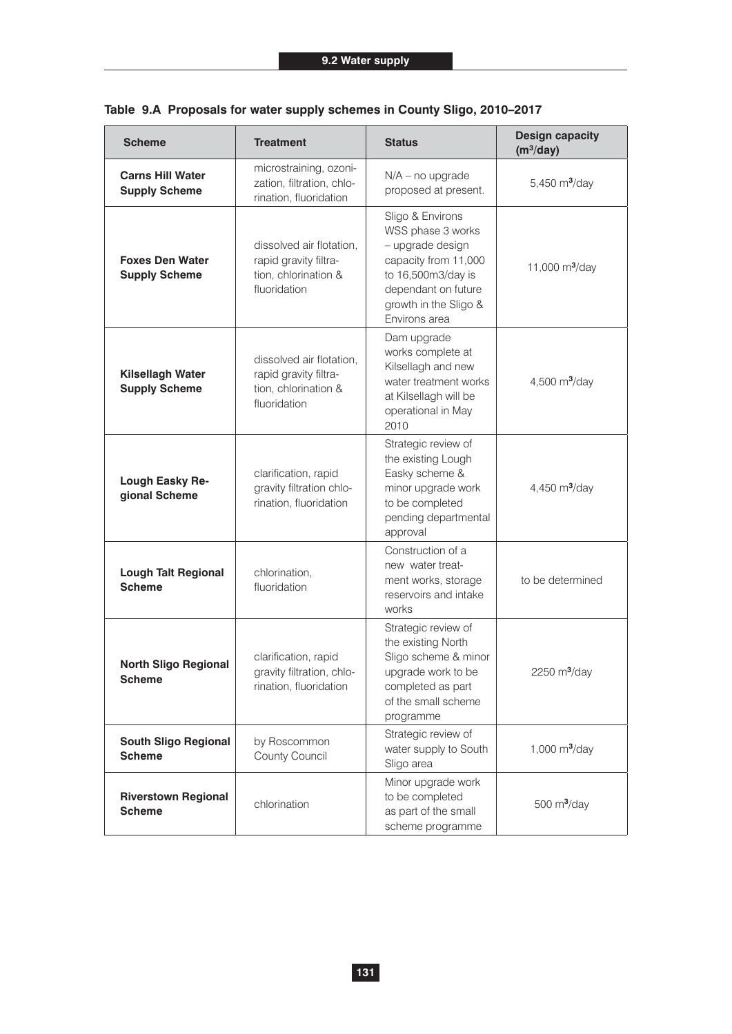**Table 9.A Proposals for water supply schemes in County Sligo, 2010–2017**

| Scheme | Treatment | Status | Design capacity ($m^3$/day) |
|---|---|---|---|
| **Carns Hill Water Supply Scheme** | microstraining, ozonization, filtration, chlorination, fluoridation | N/A – no upgrade proposed at present. | 5,450 $m^3$/day |
| **Foxes Den Water Supply Scheme** | dissolved air flotation, rapid gravity filtration, chlorination & fluoridation | Sligo & Environs WSS phase 3 works – upgrade design capacity from 11,000 to 16,500m3/day is dependant on future growth in the Sligo & Environs area | 11,000 $m^3$/day |
| **Kilsellagh Water Supply Scheme** | dissolved air flotation, rapid gravity filtration, chlorination & fluoridation | Dam upgrade works complete at Kilsellagh and new water treatment works at Kilsellagh will be operational in May 2010 | 4,500 $m^3$/day |
| **Lough Easky Regional Scheme** | clarification, rapid gravity filtration chlorination, fluoridation | Strategic review of the existing Lough Easky scheme & minor upgrade work to be completed pending departmental approval | 4,450 $m^3$/day |
| **Lough Talt Regional Scheme** | chlorination, fluoridation | Construction of a new water treatment works, storage reservoirs and intake works | to be determined |
| **North Sligo Regional Scheme** | clarification, rapid gravity filtration, chlorination, fluoridation | Strategic review of the existing North Sligo scheme & minor upgrade work to be completed as part of the small scheme programme | 2250 $m^3$/day |
| **South Sligo Regional Scheme** | by Roscommon County Council | Strategic review of water supply to South Sligo area | 1,000 $m^3$/day |
| **Riverstown Regional Scheme** | chlorination | Minor upgrade work to be completed as part of the small scheme programme | 500 $m^3$/day |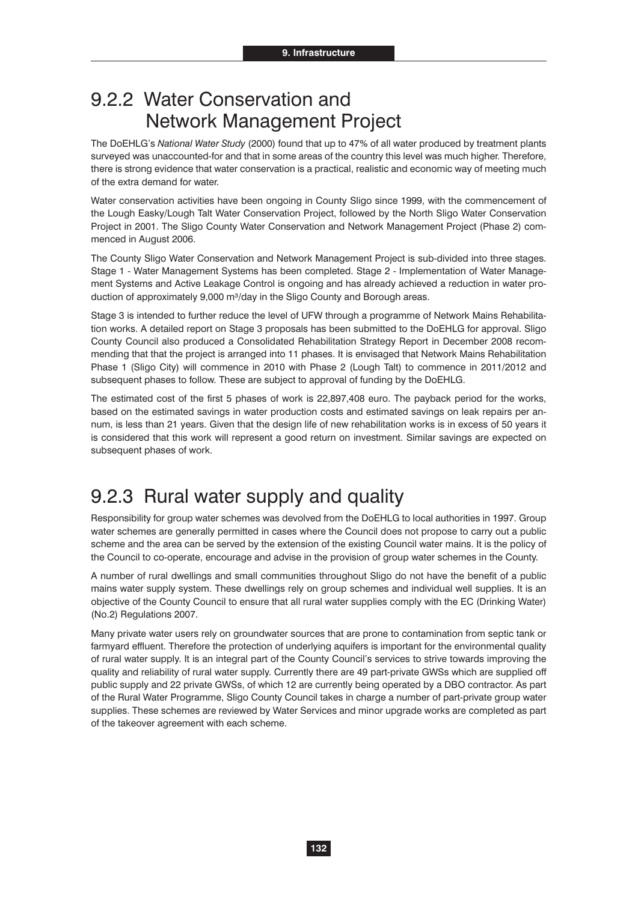## 9.2.2 Water Conservation and Network Management Project

The DoEHLG's *National Water Study* (2000) found that up to 47% of all water produced by treatment plants surveyed was unaccounted-for and that in some areas of the country this level was much higher. Therefore, there is strong evidence that water conservation is a practical, realistic and economic way of meeting much of the extra demand for water.

Water conservation activities have been ongoing in County Sligo since 1999, with the commencement of the Lough Easky/Lough Talt Water Conservation Project, followed by the North Sligo Water Conservation Project in 2001. The Sligo County Water Conservation and Network Management Project (Phase 2) commenced in August 2006.

The County Sligo Water Conservation and Network Management Project is sub-divided into three stages. Stage 1 - Water Management Systems has been completed. Stage 2 - Implementation of Water Management Systems and Active Leakage Control is ongoing and has already achieved a reduction in water production of approximately 9,000 $m^3$/day in the Sligo County and Borough areas.

Stage 3 is intended to further reduce the level of UFW through a programme of Network Mains Rehabilitation works. A detailed report on Stage 3 proposals has been submitted to the DoEHLG for approval. Sligo County Council also produced a Consolidated Rehabilitation Strategy Report in December 2008 recommending that that the project is arranged into 11 phases. It is envisaged that Network Mains Rehabilitation Phase 1 (Sligo City) will commence in 2010 with Phase 2 (Lough Talt) to commence in 2011/2012 and subsequent phases to follow. These are subject to approval of funding by the DoEHLG.

The estimated cost of the first 5 phases of work is 22,897,408 euro. The payback period for the works, based on the estimated savings in water production costs and estimated savings on leak repairs per annum, is less than 21 years. Given that the design life of new rehabilitation works is in excess of 50 years it is considered that this work will represent a good return on investment. Similar savings are expected on subsequent phases of work.

## 9.2.3 Rural water supply and quality

Responsibility for group water schemes was devolved from the DoEHLG to local authorities in 1997. Group water schemes are generally permitted in cases where the Council does not propose to carry out a public scheme and the area can be served by the extension of the existing Council water mains. It is the policy of the Council to co-operate, encourage and advise in the provision of group water schemes in the County.

A number of rural dwellings and small communities throughout Sligo do not have the benefit of a public mains water supply system. These dwellings rely on group schemes and individual well supplies. It is an objective of the County Council to ensure that all rural water supplies comply with the EC (Drinking Water) (No.2) Regulations 2007.

Many private water users rely on groundwater sources that are prone to contamination from septic tank or farmyard effluent. Therefore the protection of underlying aquifers is important for the environmental quality of rural water supply. It is an integral part of the County Council's services to strive towards improving the quality and reliability of rural water supply. Currently there are 49 part-private GWSs which are supplied off public supply and 22 private GWSs, of which 12 are currently being operated by a DBO contractor. As part of the Rural Water Programme, Sligo County Council takes in charge a number of part-private group water supplies. These schemes are reviewed by Water Services and minor upgrade works are completed as part of the takeover agreement with each scheme.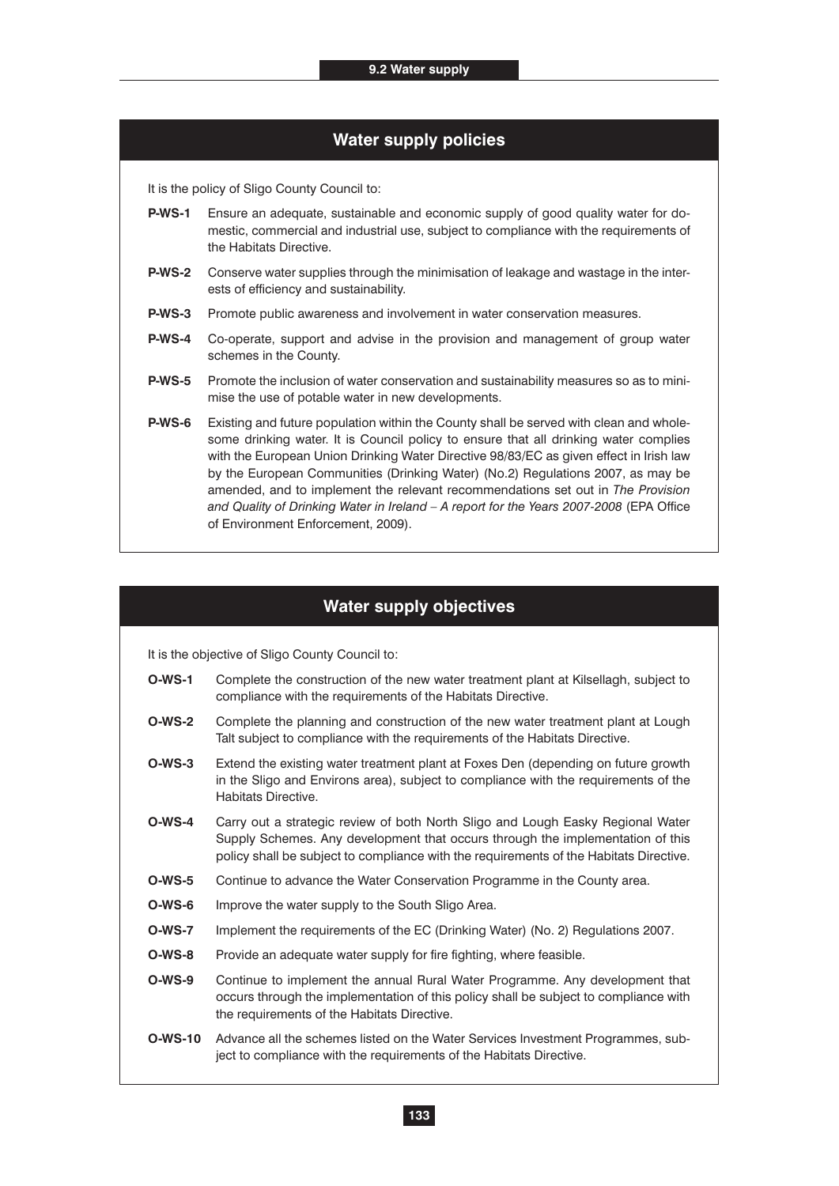## Water supply policies

It is the policy of Sligo County Council to:

**P-WS-1** Ensure an adequate, sustainable and economic supply of good quality water for domestic, commercial and industrial use, subject to compliance with the requirements of the Habitats Directive.

**P-WS-2** Conserve water supplies through the minimisation of leakage and wastage in the interests of efficiency and sustainability.

**P-WS-3** Promote public awareness and involvement in water conservation measures.

**P-WS-4** Co-operate, support and advise in the provision and management of group water schemes in the County.

**P-WS-5** Promote the inclusion of water conservation and sustainability measures so as to minimise the use of potable water in new developments.

**P-WS-6** Existing and future population within the County shall be served with clean and wholesome drinking water. It is Council policy to ensure that all drinking water complies with the European Union Drinking Water Directive 98/83/EC as given effect in Irish law by the European Communities (Drinking Water) (No.2) Regulations 2007, as may be amended, and to implement the relevant recommendations set out in *The Provision and Quality of Drinking Water in Ireland – A report for the Years 2007-2008* (EPA Office of Environment Enforcement, 2009).

## Water supply objectives

It is the objective of Sligo County Council to:

**O-WS-1** Complete the construction of the new water treatment plant at Kilsellagh, subject to compliance with the requirements of the Habitats Directive.

**O-WS-2** Complete the planning and construction of the new water treatment plant at Lough Talt subject to compliance with the requirements of the Habitats Directive.

**O-WS-3** Extend the existing water treatment plant at Foxes Den (depending on future growth in the Sligo and Environs area), subject to compliance with the requirements of the Habitats Directive.

**O-WS-4** Carry out a strategic review of both North Sligo and Lough Easky Regional Water Supply Schemes. Any development that occurs through the implementation of this policy shall be subject to compliance with the requirements of the Habitats Directive.

**O-WS-5** Continue to advance the Water Conservation Programme in the County area.

**O-WS-6** Improve the water supply to the South Sligo Area.

**O-WS-7** Implement the requirements of the EC (Drinking Water) (No. 2) Regulations 2007.

**O-WS-8** Provide an adequate water supply for fire fighting, where feasible.

**O-WS-9** Continue to implement the annual Rural Water Programme. Any development that occurs through the implementation of this policy shall be subject to compliance with the requirements of the Habitats Directive.

**O-WS-10** Advance all the schemes listed on the Water Services Investment Programmes, subject to compliance with the requirements of the Habitats Directive.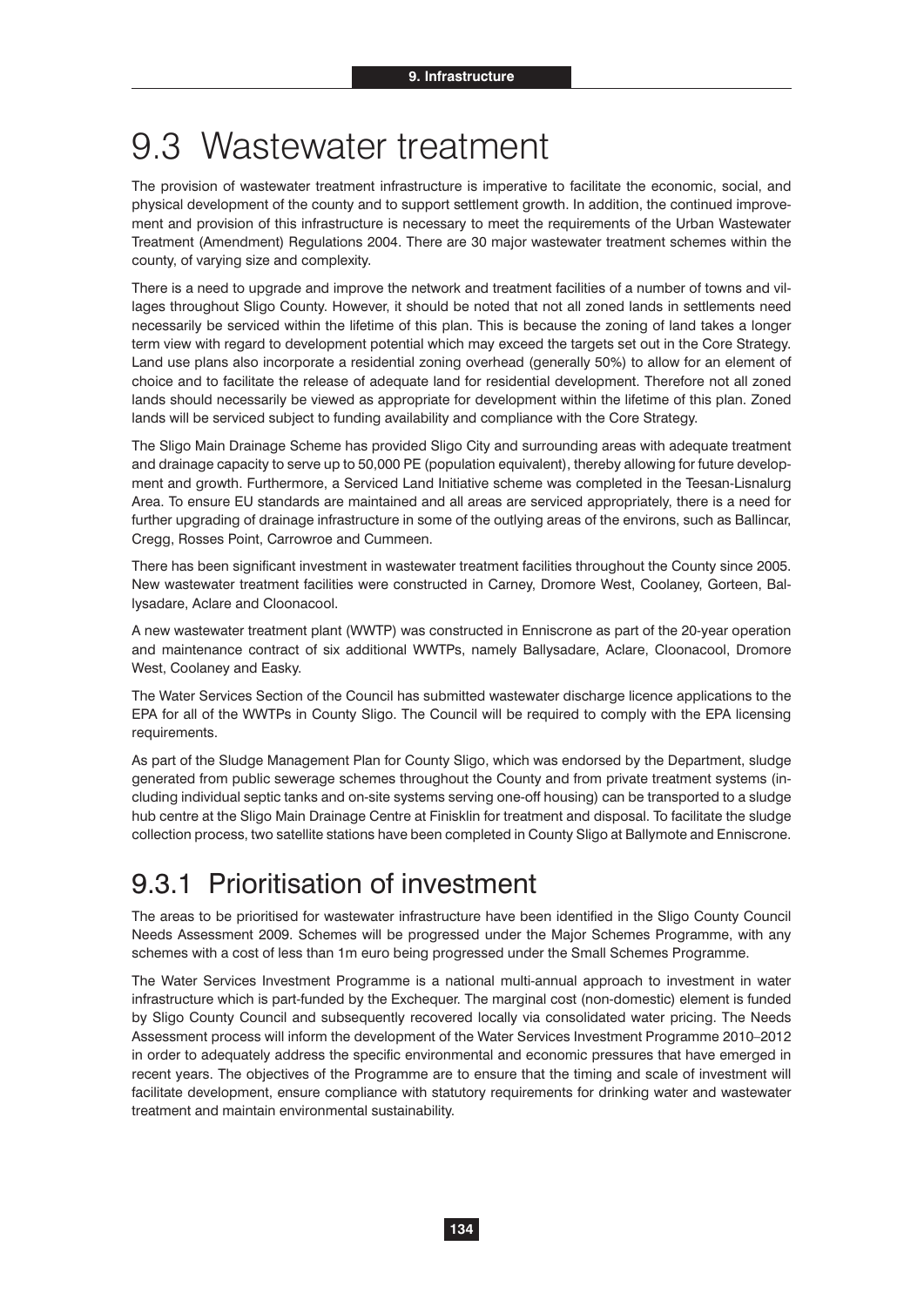# 9.3 Wastewater treatment

The provision of wastewater treatment infrastructure is imperative to facilitate the economic, social, and physical development of the county and to support settlement growth. In addition, the continued improvement and provision of this infrastructure is necessary to meet the requirements of the Urban Wastewater Treatment (Amendment) Regulations 2004. There are 30 major wastewater treatment schemes within the county, of varying size and complexity.

There is a need to upgrade and improve the network and treatment facilities of a number of towns and villages throughout Sligo County. However, it should be noted that not all zoned lands in settlements need necessarily be serviced within the lifetime of this plan. This is because the zoning of land takes a longer term view with regard to development potential which may exceed the targets set out in the Core Strategy. Land use plans also incorporate a residential zoning overhead (generally 50%) to allow for an element of choice and to facilitate the release of adequate land for residential development. Therefore not all zoned lands should necessarily be viewed as appropriate for development within the lifetime of this plan. Zoned lands will be serviced subject to funding availability and compliance with the Core Strategy.

The Sligo Main Drainage Scheme has provided Sligo City and surrounding areas with adequate treatment and drainage capacity to serve up to 50,000 PE (population equivalent), thereby allowing for future development and growth. Furthermore, a Serviced Land Initiative scheme was completed in the Teesan-Lisnalurg Area. To ensure EU standards are maintained and all areas are serviced appropriately, there is a need for further upgrading of drainage infrastructure in some of the outlying areas of the environs, such as Ballincar, Cregg, Rosses Point, Carrowroe and Cummeen.

There has been significant investment in wastewater treatment facilities throughout the County since 2005. New wastewater treatment facilities were constructed in Carney, Dromore West, Coolaney, Gorteen, Ballysadare, Aclare and Cloonacool.

A new wastewater treatment plant (WWTP) was constructed in Enniscrone as part of the 20-year operation and maintenance contract of six additional WWTPs, namely Ballysadare, Aclare, Cloonacool, Dromore West, Coolaney and Easky.

The Water Services Section of the Council has submitted wastewater discharge licence applications to the EPA for all of the WWTPs in County Sligo. The Council will be required to comply with the EPA licensing requirements.

As part of the Sludge Management Plan for County Sligo, which was endorsed by the Department, sludge generated from public sewerage schemes throughout the County and from private treatment systems (including individual septic tanks and on-site systems serving one-off housing) can be transported to a sludge hub centre at the Sligo Main Drainage Centre at Finisklin for treatment and disposal. To facilitate the sludge collection process, two satellite stations have been completed in County Sligo at Ballymote and Enniscrone.

## 9.3.1 Prioritisation of investment

The areas to be prioritised for wastewater infrastructure have been identified in the Sligo County Council Needs Assessment 2009. Schemes will be progressed under the Major Schemes Programme, with any schemes with a cost of less than 1m euro being progressed under the Small Schemes Programme.

The Water Services Investment Programme is a national multi-annual approach to investment in water infrastructure which is part-funded by the Exchequer. The marginal cost (non-domestic) element is funded by Sligo County Council and subsequently recovered locally via consolidated water pricing. The Needs Assessment process will inform the development of the Water Services Investment Programme 2010–2012 in order to adequately address the specific environmental and economic pressures that have emerged in recent years. The objectives of the Programme are to ensure that the timing and scale of investment will facilitate development, ensure compliance with statutory requirements for drinking water and wastewater treatment and maintain environmental sustainability.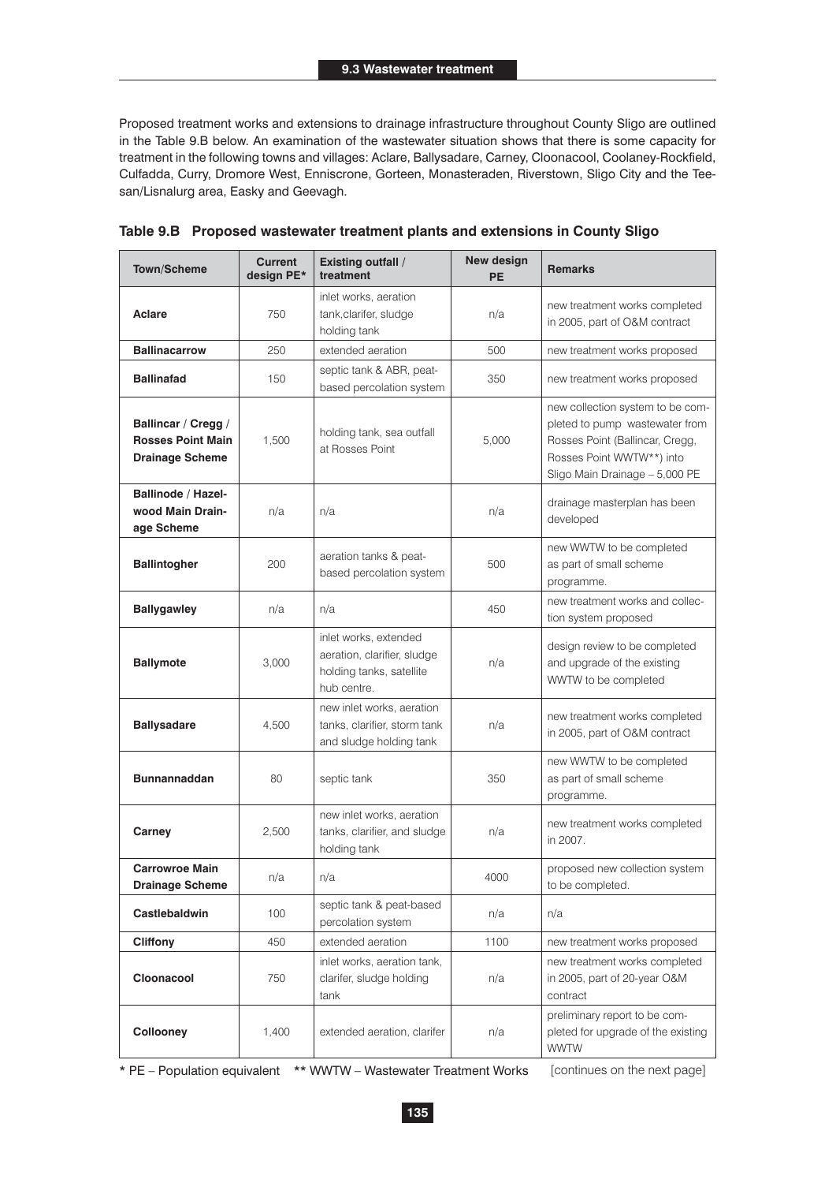## 9.3 Wastewater treatment

Proposed treatment works and extensions to drainage infrastructure throughout County Sligo are outlined in the Table 9.B below. An examination of the wastewater situation shows that there is some capacity for treatment in the following towns and villages: Aclare, Ballysadare, Carney, Cloonacool, Coolaney-Rockfield, Culfadda, Curry, Dromore West, Enniscrone, Gorteen, Monasteraden, Riverstown, Sligo City and the Teesan/Lisnalurg area, Easky and Geevagh.

**Table 9.B Proposed wastewater treatment plants and extensions in County Sligo**

| Town/Scheme | Current design PE* | Existing outfall / treatment | New design PE | Remarks |
|---|---|---|---|---|
| **Aclare** | 750 | inlet works, aeration tank,clarifer, sludge holding tank | n/a | new treatment works completed in 2005, part of O&M contract |
| **Ballinacarrow** | 250 | extended aeration | 500 | new treatment works proposed |
| **Ballinafad** | 150 | septic tank & ABR, peat-based percolation system | 350 | new treatment works proposed |
| **Ballincar / Cregg / Rosses Point Main Drainage Scheme** | 1,500 | holding tank, sea outfall at Rosses Point | 5,000 | new collection system to be completed to pump wastewater from Rosses Point (Ballincar, Cregg, Rosses Point WWTW**) into Sligo Main Drainage – 5,000 PE |
| **Ballinode / Hazelwood Main Drainage Scheme** | n/a | n/a | n/a | drainage masterplan has been developed |
| **Ballintogher** | 200 | aeration tanks & peat-based percolation system | 500 | new WWTW to be completed as part of small scheme programme. |
| **Ballygawley** | n/a | n/a | 450 | new treatment works and collection system proposed |
| **Ballymote** | 3,000 | inlet works, extended aeration, clarifier, sludge holding tanks, satellite hub centre. | n/a | design review to be completed and upgrade of the existing WWTW to be completed |
| **Ballysadare** | 4,500 | new inlet works, aeration tanks, clarifier, storm tank and sludge holding tank | n/a | new treatment works completed in 2005, part of O&M contract |
| **Bunnannaddan** | 80 | septic tank | 350 | new WWTW to be completed as part of small scheme programme. |
| **Carney** | 2,500 | new inlet works, aeration tanks, clarifier, and sludge holding tank | n/a | new treatment works completed in 2007. |
| **Carrowroe Main Drainage Scheme** | n/a | n/a | 4000 | proposed new collection system to be completed. |
| **Castlebaldwin** | 100 | septic tank & peat-based percolation system | n/a | n/a |
| **Cliffony** | 450 | extended aeration | 1100 | new treatment works proposed |
| **Cloonacool** | 750 | inlet works, aeration tank, clarifer, sludge holding tank | n/a | new treatment works completed in 2005, part of 20-year O&M contract |
| **Collooney** | 1,400 | extended aeration, clarifer | n/a | preliminary report to be completed for upgrade of the existing WWTW |

\* PE – Population equivalent ** WWTW – Wastewater Treatment Works [continues on the next page]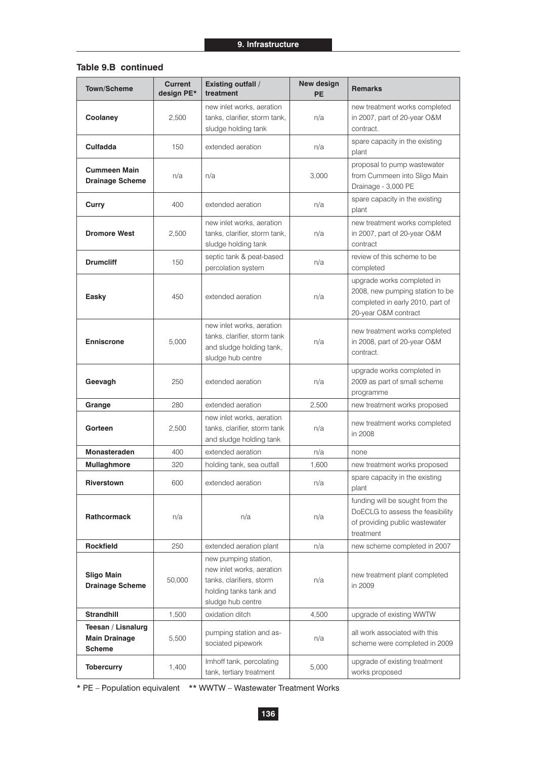### Table 9.B continued

| Town/Scheme | Current design PE* | Existing outfall / treatment | New design PE | Remarks |
|---|---|---|---|---|
| **Coolaney** | 2,500 | new inlet works, aeration tanks, clarifier, storm tank, sludge holding tank | n/a | new treatment works completed in 2007, part of 20-year O&M contract. |
| **Culfadda** | 150 | extended aeration | n/a | spare capacity in the existing plant |
| **Cummeen Main Drainage Scheme** | n/a | n/a | 3,000 | proposal to pump wastewater from Cummeen into Sligo Main Drainage - 3,000 PE |
| **Curry** | 400 | extended aeration | n/a | spare capacity in the existing plant |
| **Dromore West** | 2,500 | new inlet works, aeration tanks, clarifier, storm tank, sludge holding tank | n/a | new treatment works completed in 2007, part of 20-year O&M contract |
| **Drumcliff** | 150 | septic tank & peat-based percolation system | n/a | review of this scheme to be completed |
| **Easky** | 450 | extended aeration | n/a | upgrade works completed in 2008, new pumping station to be completed in early 2010, part of 20-year O&M contract |
| **Enniscrone** | 5,000 | new inlet works, aeration tanks, clarifier, storm tank and sludge holding tank, sludge hub centre | n/a | new treatment works completed in 2008, part of 20-year O&M contract. |
| **Geevagh** | 250 | extended aeration | n/a | upgrade works completed in 2009 as part of small scheme programme |
| **Grange** | 280 | extended aeration | 2,500 | new treatment works proposed |
| **Gorteen** | 2,500 | new inlet works, aeration tanks, clarifier, storm tank and sludge holding tank | n/a | new treatment works completed in 2008 |
| **Monasteraden** | 400 | extended aeration | n/a | none |
| **Mullaghmore** | 320 | holding tank, sea outfall | 1,600 | new treatment works proposed |
| **Riverstown** | 600 | extended aeration | n/a | spare capacity in the existing plant |
| **Rathcormack** | n/a | n/a | n/a | funding will be sought from the DoECLG to assess the feasibility of providing public wastewater treatment |
| **Rockfield** | 250 | extended aeration plant | n/a | new scheme completed in 2007 |
| **Sligo Main Drainage Scheme** | 50,000 | new pumping station, new inlet works, aeration tanks, clarifiers, storm holding tanks tank and sludge hub centre | n/a | new treatment plant completed in 2009 |
| **Strandhill** | 1,500 | oxidation ditch | 4,500 | upgrade of existing WWTW |
| **Teesan / Lisnalurg Main Drainage Scheme** | 5,500 | pumping station and associated pipework | n/a | all work associated with this scheme were completed in 2009 |
| **Tobercurry** | 1,400 | Imhoff tank, percolating tank, tertiary treatment | 5,000 | upgrade of existing treatment works proposed |

* PE – Population equivalent   ** WWTW – Wastewater Treatment Works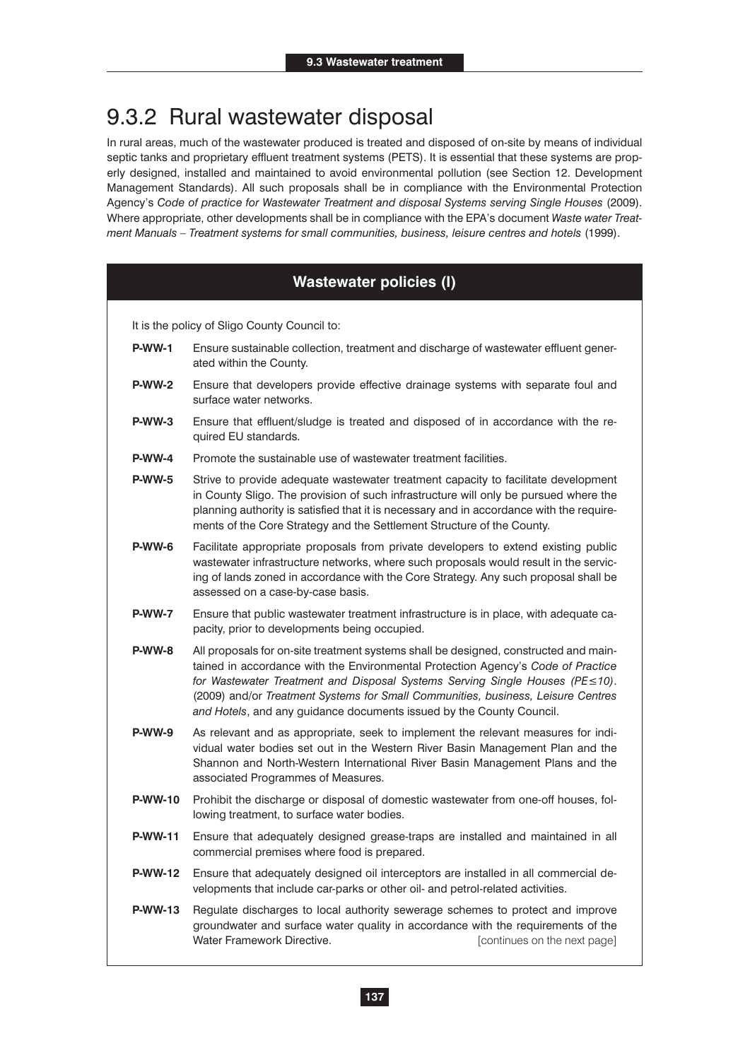## 9.3.2 Rural wastewater disposal

In rural areas, much of the wastewater produced is treated and disposed of on-site by means of individual septic tanks and proprietary effluent treatment systems (PETS). It is essential that these systems are properly designed, installed and maintained to avoid environmental pollution (see Section 12. Development Management Standards). All such proposals shall be in compliance with the Environmental Protection Agency's *Code of practice for Wastewater Treatment and disposal Systems serving Single Houses* (2009). Where appropriate, other developments shall be in compliance with the EPA's document *Waste water Treatment Manuals – Treatment systems for small communities, business, leisure centres and hotels* (1999).

### Wastewater policies (I)

It is the policy of Sligo County Council to:

**P-WW-1** Ensure sustainable collection, treatment and discharge of wastewater effluent generated within the County.

**P-WW-2** Ensure that developers provide effective drainage systems with separate foul and surface water networks.

**P-WW-3** Ensure that effluent/sludge is treated and disposed of in accordance with the required EU standards.

**P-WW-4** Promote the sustainable use of wastewater treatment facilities.

**P-WW-5** Strive to provide adequate wastewater treatment capacity to facilitate development in County Sligo. The provision of such infrastructure will only be pursued where the planning authority is satisfied that it is necessary and in accordance with the requirements of the Core Strategy and the Settlement Structure of the County.

**P-WW-6** Facilitate appropriate proposals from private developers to extend existing public wastewater infrastructure networks, where such proposals would result in the servicing of lands zoned in accordance with the Core Strategy. Any such proposal shall be assessed on a case-by-case basis.

**P-WW-7** Ensure that public wastewater treatment infrastructure is in place, with adequate capacity, prior to developments being occupied.

**P-WW-8** All proposals for on-site treatment systems shall be designed, constructed and maintained in accordance with the Environmental Protection Agency's *Code of Practice for Wastewater Treatment and Disposal Systems Serving Single Houses (PE≤10)*. (2009) and/or *Treatment Systems for Small Communities, business, Leisure Centres and Hotels*, and any guidance documents issued by the County Council.

**P-WW-9** As relevant and as appropriate, seek to implement the relevant measures for individual water bodies set out in the Western River Basin Management Plan and the Shannon and North-Western International River Basin Management Plans and the associated Programmes of Measures.

**P-WW-10** Prohibit the discharge or disposal of domestic wastewater from one-off houses, following treatment, to surface water bodies.

**P-WW-11** Ensure that adequately designed grease-traps are installed and maintained in all commercial premises where food is prepared.

**P-WW-12** Ensure that adequately designed oil interceptors are installed in all commercial developments that include car-parks or other oil- and petrol-related activities.

**P-WW-13** Regulate discharges to local authority sewerage schemes to protect and improve groundwater and surface water quality in accordance with the requirements of the Water Framework Directive. [continues on the next page]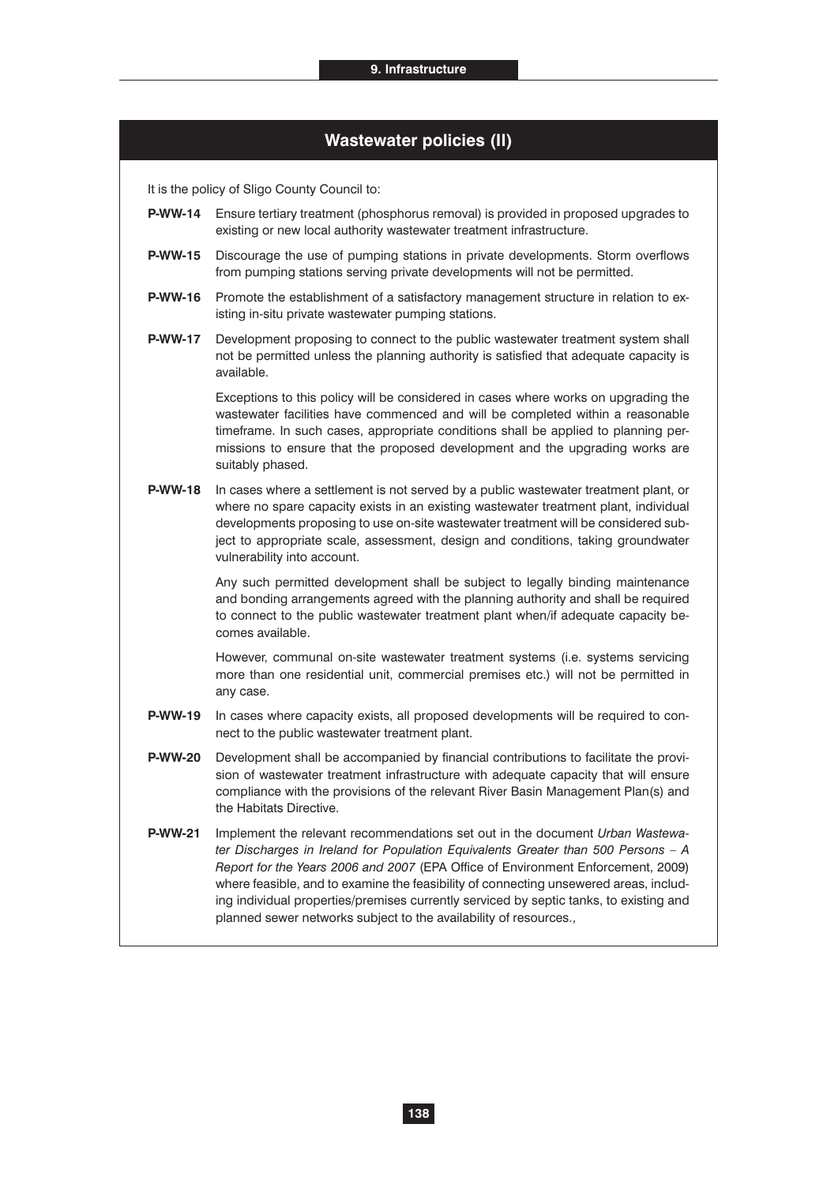## Wastewater policies (II)

It is the policy of Sligo County Council to:

**P-WW-14** Ensure tertiary treatment (phosphorus removal) is provided in proposed upgrades to existing or new local authority wastewater treatment infrastructure.

**P-WW-15** Discourage the use of pumping stations in private developments. Storm overflows from pumping stations serving private developments will not be permitted.

**P-WW-16** Promote the establishment of a satisfactory management structure in relation to existing in-situ private wastewater pumping stations.

**P-WW-17** Development proposing to connect to the public wastewater treatment system shall not be permitted unless the planning authority is satisfied that adequate capacity is available.

Exceptions to this policy will be considered in cases where works on upgrading the wastewater facilities have commenced and will be completed within a reasonable timeframe. In such cases, appropriate conditions shall be applied to planning permissions to ensure that the proposed development and the upgrading works are suitably phased.

**P-WW-18** In cases where a settlement is not served by a public wastewater treatment plant, or where no spare capacity exists in an existing wastewater treatment plant, individual developments proposing to use on-site wastewater treatment will be considered subject to appropriate scale, assessment, design and conditions, taking groundwater vulnerability into account.

Any such permitted development shall be subject to legally binding maintenance and bonding arrangements agreed with the planning authority and shall be required to connect to the public wastewater treatment plant when/if adequate capacity becomes available.

However, communal on-site wastewater treatment systems (i.e. systems servicing more than one residential unit, commercial premises etc.) will not be permitted in any case.

**P-WW-19** In cases where capacity exists, all proposed developments will be required to connect to the public wastewater treatment plant.

**P-WW-20** Development shall be accompanied by financial contributions to facilitate the provision of wastewater treatment infrastructure with adequate capacity that will ensure compliance with the provisions of the relevant River Basin Management Plan(s) and the Habitats Directive.

**P-WW-21** Implement the relevant recommendations set out in the document *Urban Wastewater Discharges in Ireland for Population Equivalents Greater than 500 Persons – A Report for the Years 2006 and 2007* (EPA Office of Environment Enforcement, 2009) where feasible, and to examine the feasibility of connecting unsewered areas, including individual properties/premises currently serviced by septic tanks, to existing and planned sewer networks subject to the availability of resources.,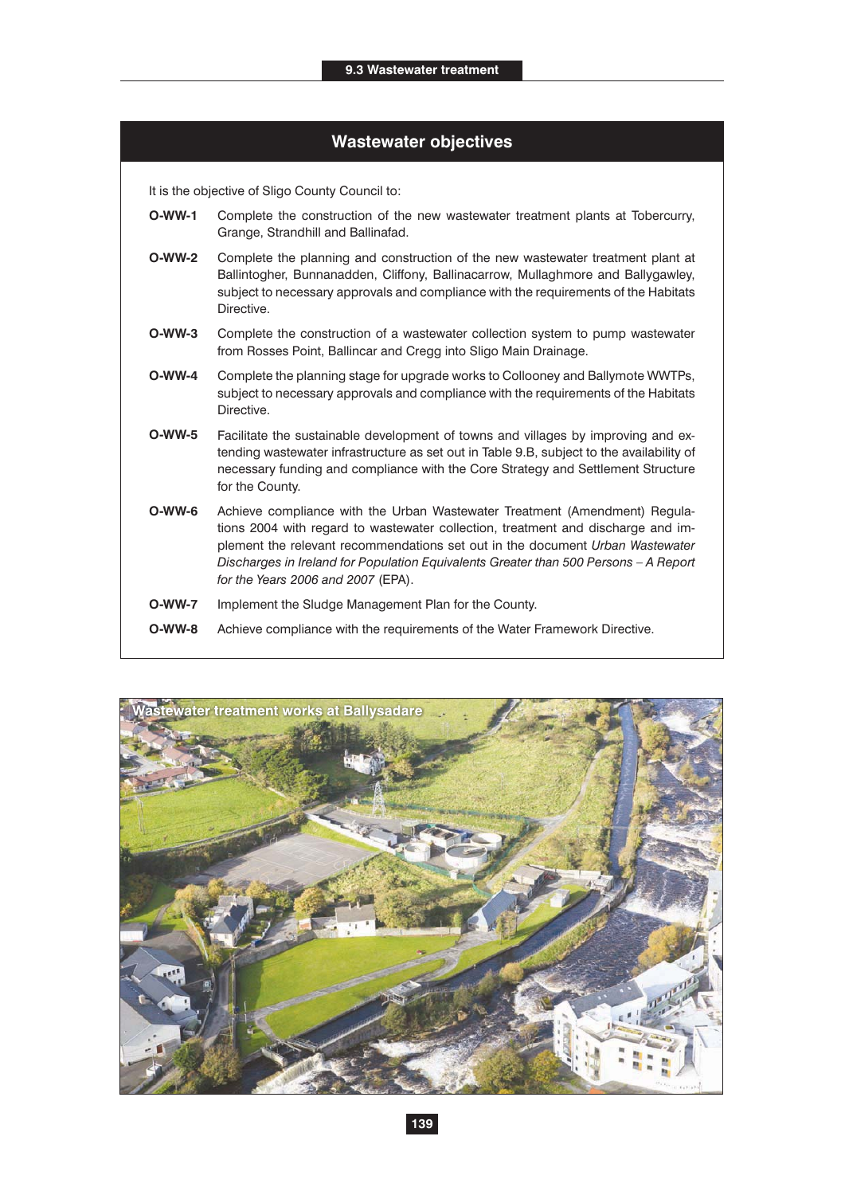## Wastewater objectives

It is the objective of Sligo County Council to:

**O-WW-1** Complete the construction of the new wastewater treatment plants at Tobercurry, Grange, Strandhill and Ballinafad.

**O-WW-2** Complete the planning and construction of the new wastewater treatment plant at Ballintogher, Bunnanadden, Cliffony, Ballinacarrow, Mullaghmore and Ballygawley, subject to necessary approvals and compliance with the requirements of the Habitats Directive.

**O-WW-3** Complete the construction of a wastewater collection system to pump wastewater from Rosses Point, Ballincar and Cregg into Sligo Main Drainage.

**O-WW-4** Complete the planning stage for upgrade works to Collooney and Ballymote WWTPs, subject to necessary approvals and compliance with the requirements of the Habitats Directive.

**O-WW-5** Facilitate the sustainable development of towns and villages by improving and extending wastewater infrastructure as set out in Table 9.B, subject to the availability of necessary funding and compliance with the Core Strategy and Settlement Structure for the County.

**O-WW-6** Achieve compliance with the Urban Wastewater Treatment (Amendment) Regulations 2004 with regard to wastewater collection, treatment and discharge and implement the relevant recommendations set out in the document *Urban Wastewater Discharges in Ireland for Population Equivalents Greater than 500 Persons – A Report for the Years 2006 and 2007* (EPA).

**O-WW-7** Implement the Sludge Management Plan for the County.

**O-WW-8** Achieve compliance with the requirements of the Water Framework Directive.

Wastewater treatment works at Ballysadare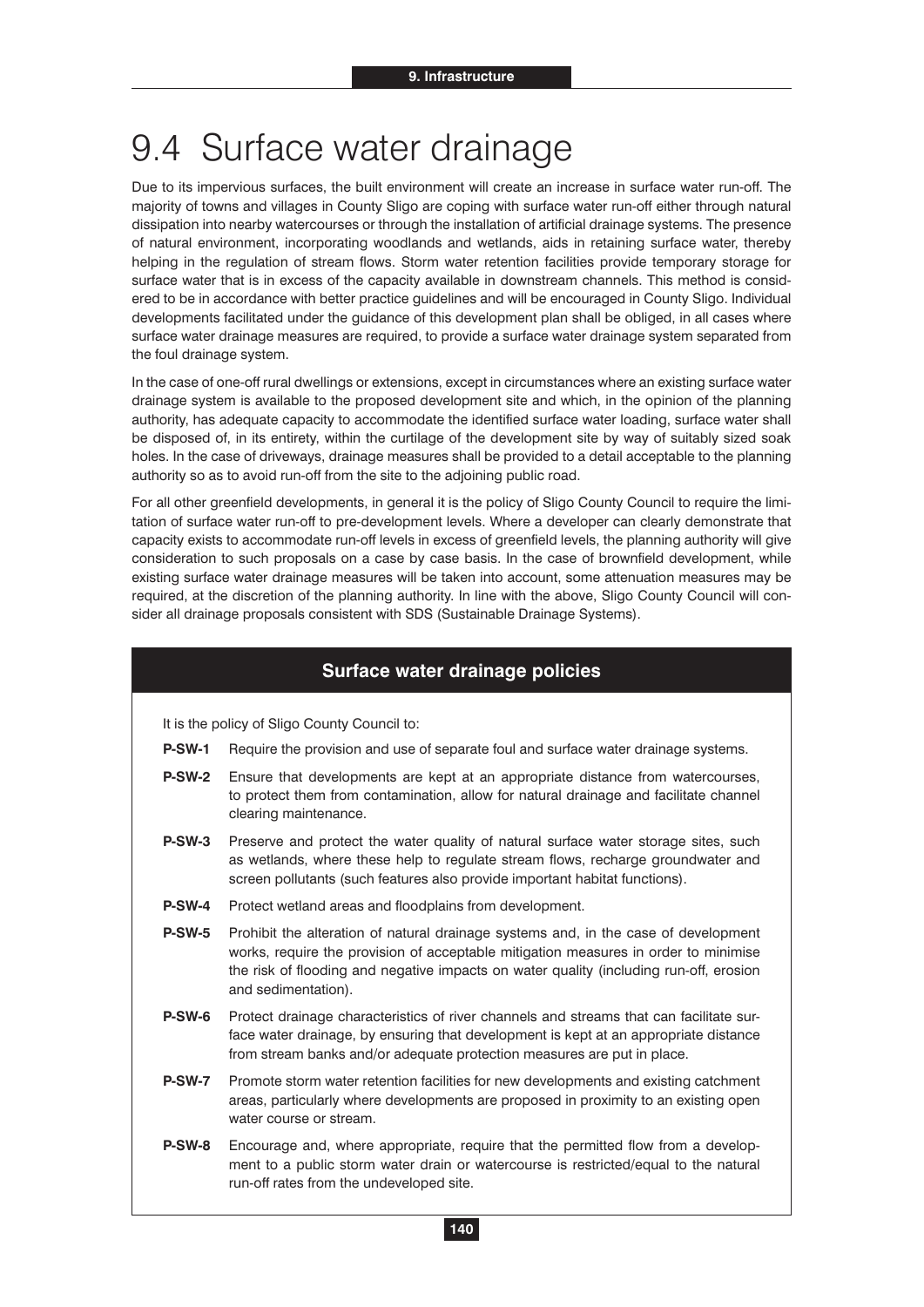# 9.4 Surface water drainage

Due to its impervious surfaces, the built environment will create an increase in surface water run-off. The majority of towns and villages in County Sligo are coping with surface water run-off either through natural dissipation into nearby watercourses or through the installation of artificial drainage systems. The presence of natural environment, incorporating woodlands and wetlands, aids in retaining surface water, thereby helping in the regulation of stream flows. Storm water retention facilities provide temporary storage for surface water that is in excess of the capacity available in downstream channels. This method is considered to be in accordance with better practice guidelines and will be encouraged in County Sligo. Individual developments facilitated under the guidance of this development plan shall be obliged, in all cases where surface water drainage measures are required, to provide a surface water drainage system separated from the foul drainage system.

In the case of one-off rural dwellings or extensions, except in circumstances where an existing surface water drainage system is available to the proposed development site and which, in the opinion of the planning authority, has adequate capacity to accommodate the identified surface water loading, surface water shall be disposed of, in its entirety, within the curtilage of the development site by way of suitably sized soak holes. In the case of driveways, drainage measures shall be provided to a detail acceptable to the planning authority so as to avoid run-off from the site to the adjoining public road.

For all other greenfield developments, in general it is the policy of Sligo County Council to require the limitation of surface water run-off to pre-development levels. Where a developer can clearly demonstrate that capacity exists to accommodate run-off levels in excess of greenfield levels, the planning authority will give consideration to such proposals on a case by case basis. In the case of brownfield development, while existing surface water drainage measures will be taken into account, some attenuation measures may be required, at the discretion of the planning authority. In line with the above, Sligo County Council will consider all drainage proposals consistent with SDS (Sustainable Drainage Systems).

## Surface water drainage policies

It is the policy of Sligo County Council to:

**P-SW-1** Require the provision and use of separate foul and surface water drainage systems.

**P-SW-2** Ensure that developments are kept at an appropriate distance from watercourses, to protect them from contamination, allow for natural drainage and facilitate channel clearing maintenance.

**P-SW-3** Preserve and protect the water quality of natural surface water storage sites, such as wetlands, where these help to regulate stream flows, recharge groundwater and screen pollutants (such features also provide important habitat functions).

**P-SW-4** Protect wetland areas and floodplains from development.

**P-SW-5** Prohibit the alteration of natural drainage systems and, in the case of development works, require the provision of acceptable mitigation measures in order to minimise the risk of flooding and negative impacts on water quality (including run-off, erosion and sedimentation).

**P-SW-6** Protect drainage characteristics of river channels and streams that can facilitate surface water drainage, by ensuring that development is kept at an appropriate distance from stream banks and/or adequate protection measures are put in place.

**P-SW-7** Promote storm water retention facilities for new developments and existing catchment areas, particularly where developments are proposed in proximity to an existing open water course or stream.

**P-SW-8** Encourage and, where appropriate, require that the permitted flow from a development to a public storm water drain or watercourse is restricted/equal to the natural run-off rates from the undeveloped site.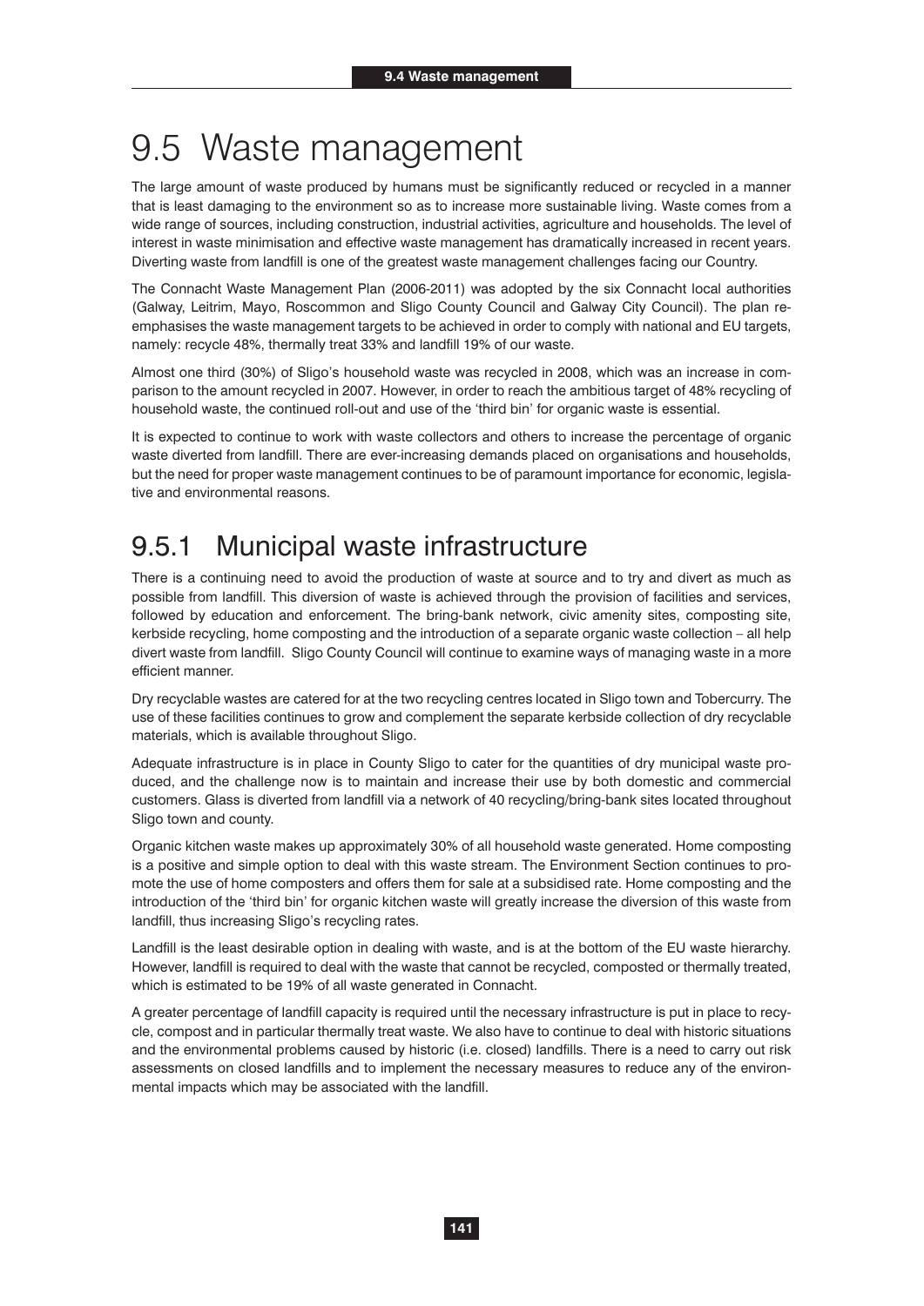# 9.5 Waste management

The large amount of waste produced by humans must be significantly reduced or recycled in a manner that is least damaging to the environment so as to increase more sustainable living. Waste comes from a wide range of sources, including construction, industrial activities, agriculture and households. The level of interest in waste minimisation and effective waste management has dramatically increased in recent years. Diverting waste from landfill is one of the greatest waste management challenges facing our Country.

The Connacht Waste Management Plan (2006-2011) was adopted by the six Connacht local authorities (Galway, Leitrim, Mayo, Roscommon and Sligo County Council and Galway City Council). The plan re-emphasises the waste management targets to be achieved in order to comply with national and EU targets, namely: recycle 48%, thermally treat 33% and landfill 19% of our waste.

Almost one third (30%) of Sligo's household waste was recycled in 2008, which was an increase in comparison to the amount recycled in 2007. However, in order to reach the ambitious target of 48% recycling of household waste, the continued roll-out and use of the 'third bin' for organic waste is essential.

It is expected to continue to work with waste collectors and others to increase the percentage of organic waste diverted from landfill. There are ever-increasing demands placed on organisations and households, but the need for proper waste management continues to be of paramount importance for economic, legislative and environmental reasons.

## 9.5.1 Municipal waste infrastructure

There is a continuing need to avoid the production of waste at source and to try and divert as much as possible from landfill. This diversion of waste is achieved through the provision of facilities and services, followed by education and enforcement. The bring-bank network, civic amenity sites, composting site, kerbside recycling, home composting and the introduction of a separate organic waste collection – all help divert waste from landfill. Sligo County Council will continue to examine ways of managing waste in a more efficient manner.

Dry recyclable wastes are catered for at the two recycling centres located in Sligo town and Tobercurry. The use of these facilities continues to grow and complement the separate kerbside collection of dry recyclable materials, which is available throughout Sligo.

Adequate infrastructure is in place in County Sligo to cater for the quantities of dry municipal waste produced, and the challenge now is to maintain and increase their use by both domestic and commercial customers. Glass is diverted from landfill via a network of 40 recycling/bring-bank sites located throughout Sligo town and county.

Organic kitchen waste makes up approximately 30% of all household waste generated. Home composting is a positive and simple option to deal with this waste stream. The Environment Section continues to promote the use of home composters and offers them for sale at a subsidised rate. Home composting and the introduction of the 'third bin' for organic kitchen waste will greatly increase the diversion of this waste from landfill, thus increasing Sligo's recycling rates.

Landfill is the least desirable option in dealing with waste, and is at the bottom of the EU waste hierarchy. However, landfill is required to deal with the waste that cannot be recycled, composted or thermally treated, which is estimated to be 19% of all waste generated in Connacht.

A greater percentage of landfill capacity is required until the necessary infrastructure is put in place to recycle, compost and in particular thermally treat waste. We also have to continue to deal with historic situations and the environmental problems caused by historic (i.e. closed) landfills. There is a need to carry out risk assessments on closed landfills and to implement the necessary measures to reduce any of the environmental impacts which may be associated with the landfill.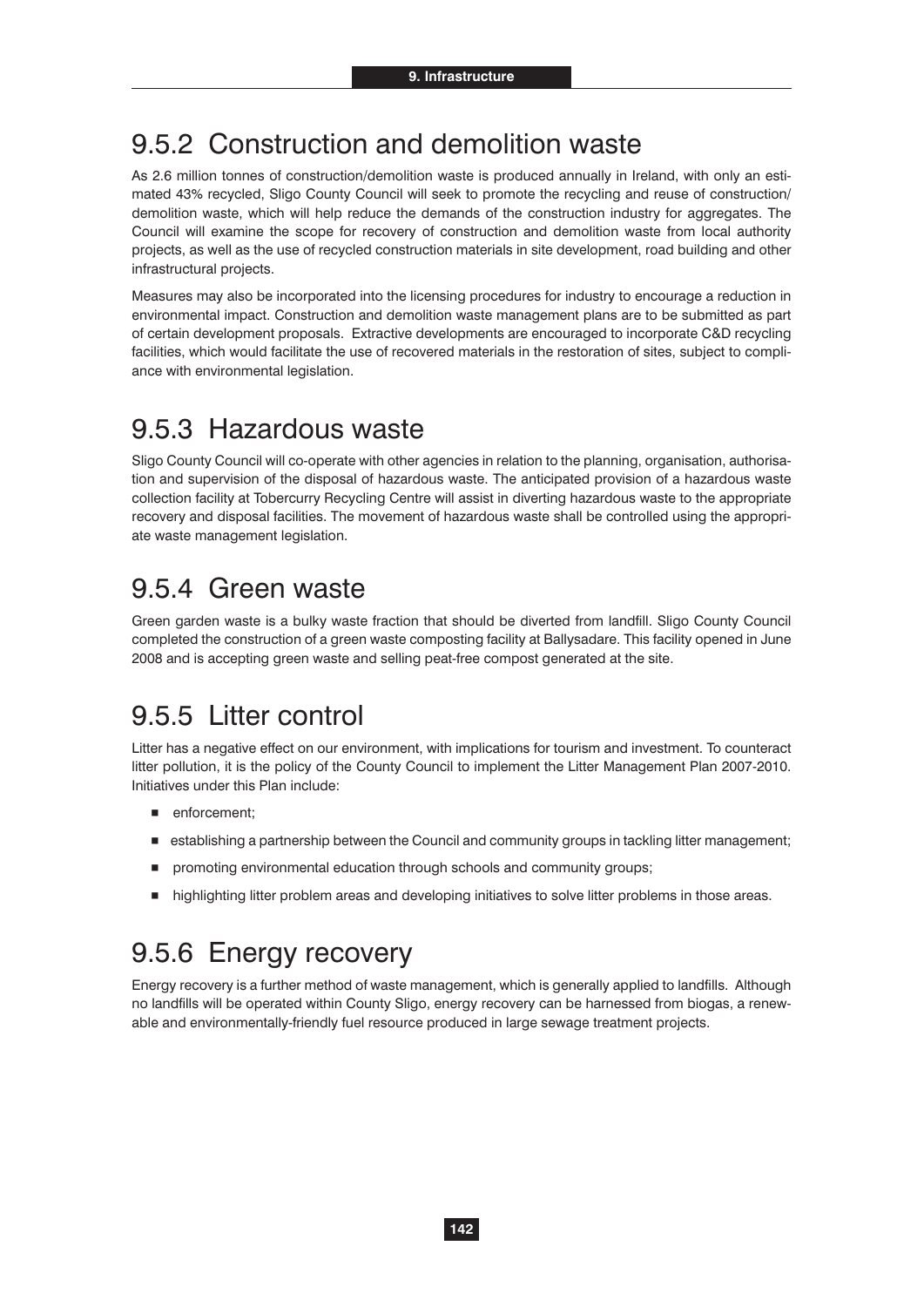## 9.5.2 Construction and demolition waste

As 2.6 million tonnes of construction/demolition waste is produced annually in Ireland, with only an estimated 43% recycled, Sligo County Council will seek to promote the recycling and reuse of construction/demolition waste, which will help reduce the demands of the construction industry for aggregates. The Council will examine the scope for recovery of construction and demolition waste from local authority projects, as well as the use of recycled construction materials in site development, road building and other infrastructural projects.

Measures may also be incorporated into the licensing procedures for industry to encourage a reduction in environmental impact. Construction and demolition waste management plans are to be submitted as part of certain development proposals. Extractive developments are encouraged to incorporate C&D recycling facilities, which would facilitate the use of recovered materials in the restoration of sites, subject to compliance with environmental legislation.

## 9.5.3 Hazardous waste

Sligo County Council will co-operate with other agencies in relation to the planning, organisation, authorisation and supervision of the disposal of hazardous waste. The anticipated provision of a hazardous waste collection facility at Tobercurry Recycling Centre will assist in diverting hazardous waste to the appropriate recovery and disposal facilities. The movement of hazardous waste shall be controlled using the appropriate waste management legislation.

## 9.5.4 Green waste

Green garden waste is a bulky waste fraction that should be diverted from landfill. Sligo County Council completed the construction of a green waste composting facility at Ballysadare. This facility opened in June 2008 and is accepting green waste and selling peat-free compost generated at the site.

## 9.5.5 Litter control

Litter has a negative effect on our environment, with implications for tourism and investment. To counteract litter pollution, it is the policy of the County Council to implement the Litter Management Plan 2007-2010. Initiatives under this Plan include:

- enforcement;
- establishing a partnership between the Council and community groups in tackling litter management;
- promoting environmental education through schools and community groups;
- highlighting litter problem areas and developing initiatives to solve litter problems in those areas.

## 9.5.6 Energy recovery

Energy recovery is a further method of waste management, which is generally applied to landfills. Although no landfills will be operated within County Sligo, energy recovery can be harnessed from biogas, a renewable and environmentally-friendly fuel resource produced in large sewage treatment projects.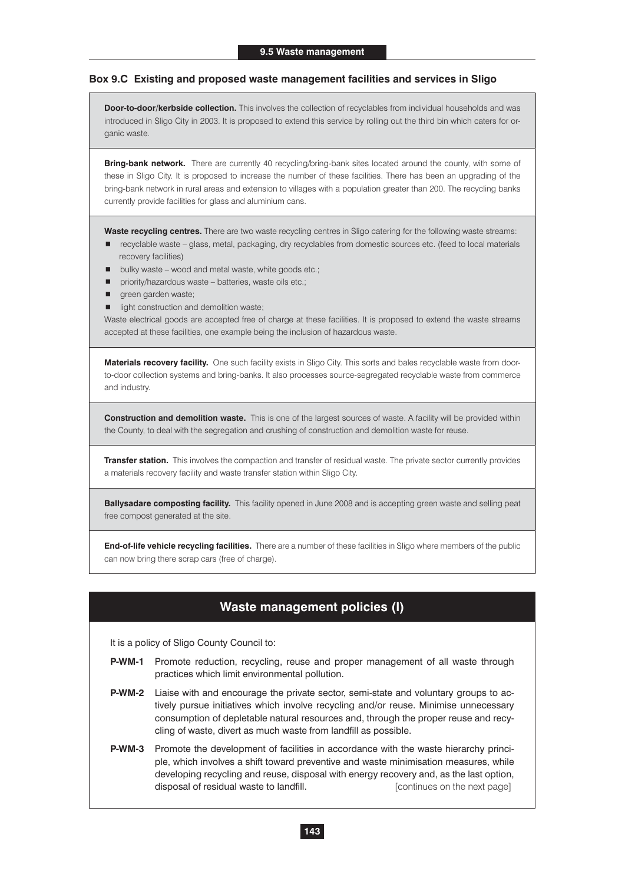### Box 9.C Existing and proposed waste management facilities and services in Sligo

**Door-to-door/kerbside collection.** This involves the collection of recyclables from individual households and was introduced in Sligo City in 2003. It is proposed to extend this service by rolling out the third bin which caters for organic waste.

**Bring-bank network.** There are currently 40 recycling/bring-bank sites located around the county, with some of these in Sligo City. It is proposed to increase the number of these facilities. There has been an upgrading of the bring-bank network in rural areas and extension to villages with a population greater than 200. The recycling banks currently provide facilities for glass and aluminium cans.

**Waste recycling centres.** There are two waste recycling centres in Sligo catering for the following waste streams:

- recyclable waste – glass, metal, packaging, dry recyclables from domestic sources etc. (feed to local materials recovery facilities)
- bulky waste – wood and metal waste, white goods etc.;
- priority/hazardous waste – batteries, waste oils etc.;
- green garden waste;
- light construction and demolition waste;

Waste electrical goods are accepted free of charge at these facilities. It is proposed to extend the waste streams accepted at these facilities, one example being the inclusion of hazardous waste.

**Materials recovery facility.** One such facility exists in Sligo City. This sorts and bales recyclable waste from door-to-door collection systems and bring-banks. It also processes source-segregated recyclable waste from commerce and industry.

**Construction and demolition waste.** This is one of the largest sources of waste. A facility will be provided within the County, to deal with the segregation and crushing of construction and demolition waste for reuse.

**Transfer station.** This involves the compaction and transfer of residual waste. The private sector currently provides a materials recovery facility and waste transfer station within Sligo City.

**Ballysadare composting facility.** This facility opened in June 2008 and is accepting green waste and selling peat free compost generated at the site.

**End-of-life vehicle recycling facilities.** There are a number of these facilities in Sligo where members of the public can now bring there scrap cars (free of charge).

## Waste management policies (I)

It is a policy of Sligo County Council to:

**P-WM-1** Promote reduction, recycling, reuse and proper management of all waste through practices which limit environmental pollution.

**P-WM-2** Liaise with and encourage the private sector, semi-state and voluntary groups to actively pursue initiatives which involve recycling and/or reuse. Minimise unnecessary consumption of depletable natural resources and, through the proper reuse and recycling of waste, divert as much waste from landfill as possible.

**P-WM-3** Promote the development of facilities in accordance with the waste hierarchy principle, which involves a shift toward preventive and waste minimisation measures, while developing recycling and reuse, disposal with energy recovery and, as the last option, disposal of residual waste to landfill. [continues on the next page]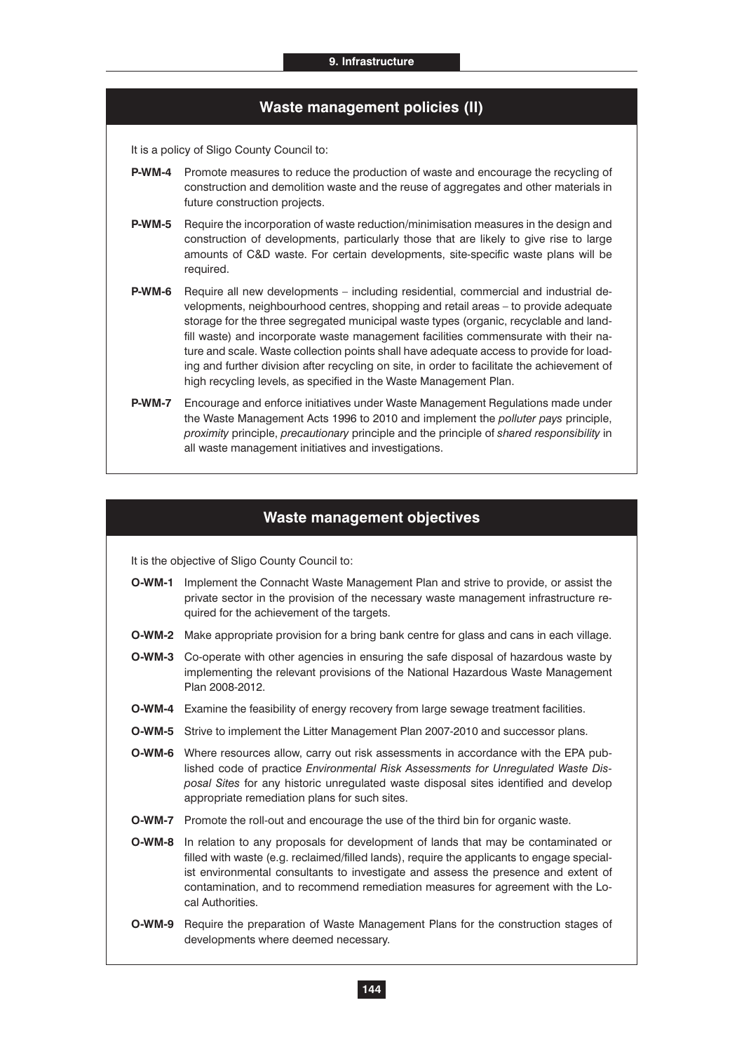## Waste management policies (II)

It is a policy of Sligo County Council to:

**P-WM-4** Promote measures to reduce the production of waste and encourage the recycling of construction and demolition waste and the reuse of aggregates and other materials in future construction projects.

**P-WM-5** Require the incorporation of waste reduction/minimisation measures in the design and construction of developments, particularly those that are likely to give rise to large amounts of C&D waste. For certain developments, site-specific waste plans will be required.

**P-WM-6** Require all new developments – including residential, commercial and industrial developments, neighbourhood centres, shopping and retail areas – to provide adequate storage for the three segregated municipal waste types (organic, recyclable and landfill waste) and incorporate waste management facilities commensurate with their nature and scale. Waste collection points shall have adequate access to provide for loading and further division after recycling on site, in order to facilitate the achievement of high recycling levels, as specified in the Waste Management Plan.

**P-WM-7** Encourage and enforce initiatives under Waste Management Regulations made under the Waste Management Acts 1996 to 2010 and implement the *polluter pays* principle, *proximity* principle, *precautionary* principle and the principle of *shared responsibility* in all waste management initiatives and investigations.

## Waste management objectives

It is the objective of Sligo County Council to:

**O-WM-1** Implement the Connacht Waste Management Plan and strive to provide, or assist the private sector in the provision of the necessary waste management infrastructure required for the achievement of the targets.

**O-WM-2** Make appropriate provision for a bring bank centre for glass and cans in each village.

**O-WM-3** Co-operate with other agencies in ensuring the safe disposal of hazardous waste by implementing the relevant provisions of the National Hazardous Waste Management Plan 2008-2012.

**O-WM-4** Examine the feasibility of energy recovery from large sewage treatment facilities.

**O-WM-5** Strive to implement the Litter Management Plan 2007-2010 and successor plans.

**O-WM-6** Where resources allow, carry out risk assessments in accordance with the EPA published code of practice *Environmental Risk Assessments for Unregulated Waste Disposal Sites* for any historic unregulated waste disposal sites identified and develop appropriate remediation plans for such sites.

**O-WM-7** Promote the roll-out and encourage the use of the third bin for organic waste.

**O-WM-8** In relation to any proposals for development of lands that may be contaminated or filled with waste (e.g. reclaimed/filled lands), require the applicants to engage specialist environmental consultants to investigate and assess the presence and extent of contamination, and to recommend remediation measures for agreement with the Local Authorities.

**O-WM-9** Require the preparation of Waste Management Plans for the construction stages of developments where deemed necessary.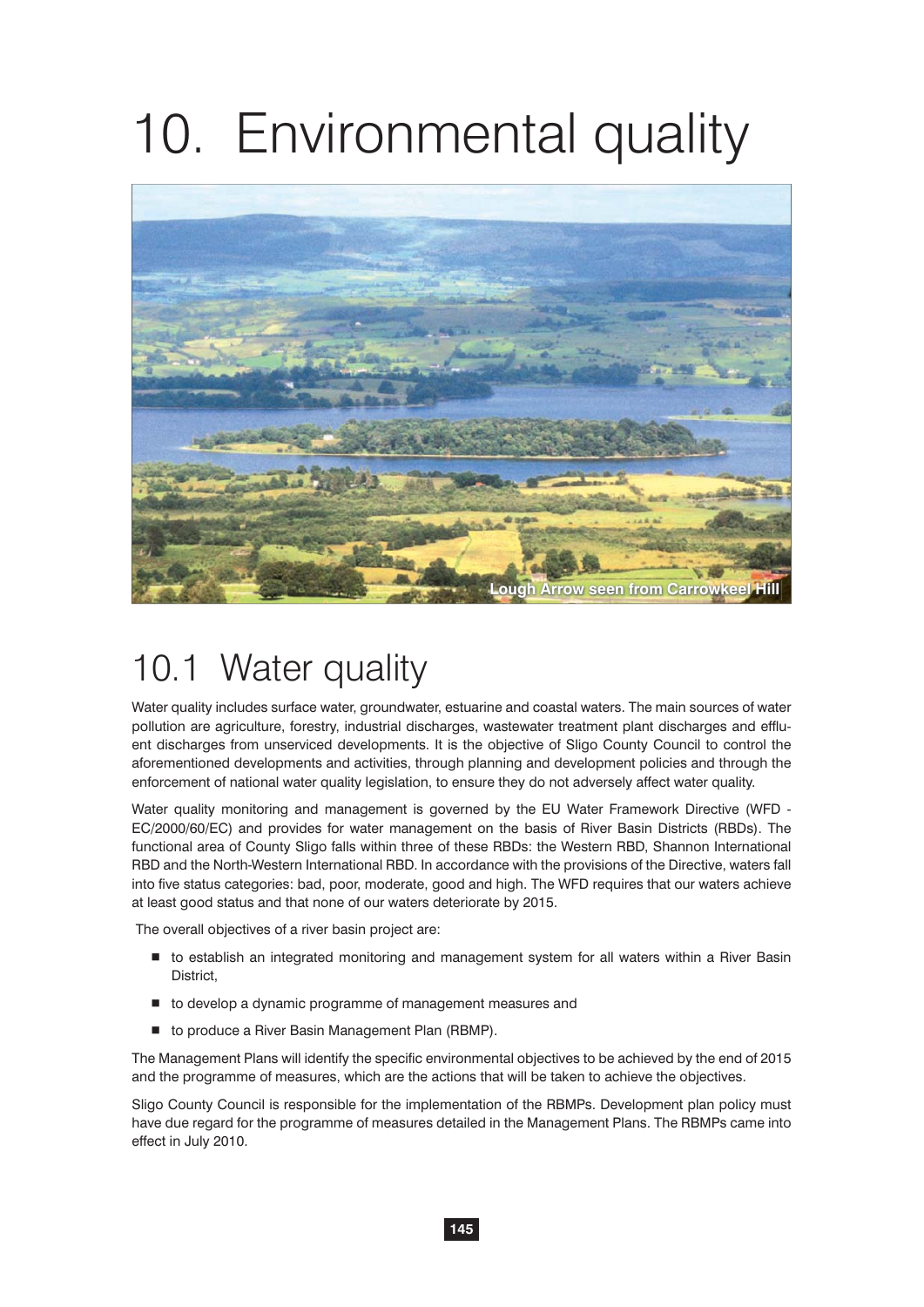# 10. Environmental quality

Lough Arrow seen from Carrowkeel Hill

## 10.1 Water quality

Water quality includes surface water, groundwater, estuarine and coastal waters. The main sources of water pollution are agriculture, forestry, industrial discharges, wastewater treatment plant discharges and effluent discharges from unserviced developments. It is the objective of Sligo County Council to control the aforementioned developments and activities, through planning and development policies and through the enforcement of national water quality legislation, to ensure they do not adversely affect water quality.

Water quality monitoring and management is governed by the EU Water Framework Directive (WFD - EC/2000/60/EC) and provides for water management on the basis of River Basin Districts (RBDs). The functional area of County Sligo falls within three of these RBDs: the Western RBD, Shannon International RBD and the North-Western International RBD. In accordance with the provisions of the Directive, waters fall into five status categories: bad, poor, moderate, good and high. The WFD requires that our waters achieve at least good status and that none of our waters deteriorate by 2015.

The overall objectives of a river basin project are:

- to establish an integrated monitoring and management system for all waters within a River Basin District,
- to develop a dynamic programme of management measures and
- to produce a River Basin Management Plan (RBMP).

The Management Plans will identify the specific environmental objectives to be achieved by the end of 2015 and the programme of measures, which are the actions that will be taken to achieve the objectives.

Sligo County Council is responsible for the implementation of the RBMPs. Development plan policy must have due regard for the programme of measures detailed in the Management Plans. The RBMPs came into effect in July 2010.